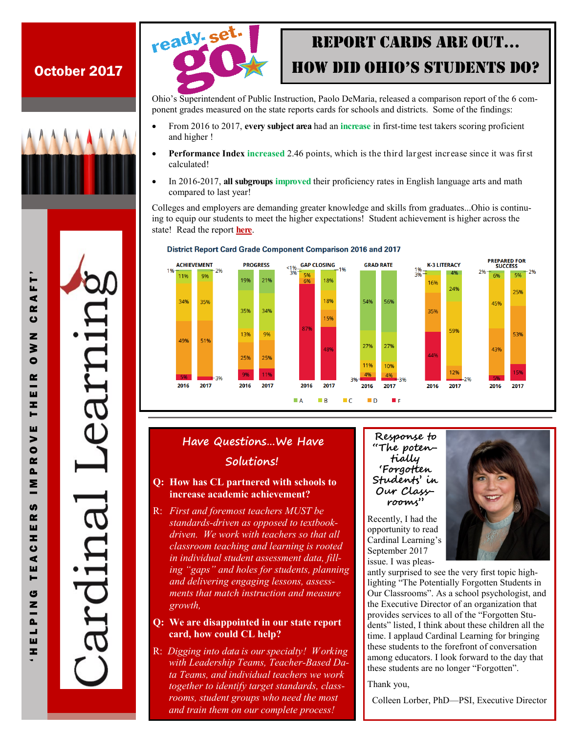October 2017

# Cardinal Learning

'HELPING TEACHERS IMPROVE THEIR OWN CRAFT'

ready. set. go!

## REPORT CARDS ARE OUT... HOW DID OHIO'S STUDENTS DO?

Ohio's Superintendent of Public Instruction, Paolo DeMaria, released a comparison report of the 6 component grades measured on the state reports cards for schools and districts. Some of the findings:

- From 2016 to 2017, **every subject area** had an increase in first-time test takers scoring proficient and higher !
- **Performance Index** increased 2.46 points, which is the third largest increase since it was first calculated!
- In 2016-2017, **all subgroups** improved their proficiency rates in English language arts and math compared to last year!

Colleges and employers are demanding greater knowledge and skills from graduates...Ohio is continuing to equip our students to meet the higher expectations! Student achievement is higher across the state! Read the report **here**.

### District Report Card Grade Component Comparison 2016 and 2017

| Component | Year | A | B | C | D | F |
|---|---|---|---|---|---|---|
| ACHIEVEMENT | 2016 | 1% | 11% | 34% | 49% | 5% |
| ACHIEVEMENT | 2017 | 2% | 9% | 35% | 51% | 3% |
| PROGRESS | 2016 | 19% | 35% | 13% | 25% | 9% |
| PROGRESS | 2017 | 21% | 34% | 9% | 25% | 11% |
| GAP CLOSING | 2016 | <1% | 3% | 5% | 6% | 87% |
| GAP CLOSING | 2017 | 1% | 18% | 18% | 15% | 48% |
| GRAD RATE | 2016 | 54% | 27% | 11% | 4% | 3% |
| GRAD RATE | 2017 | 56% | 27% | 10% | 4% | 3% |
| K-3 LITERACY | 2016 | 1% | 3% | 16% | 35% | 44% |
| K-3 LITERACY | 2017 | 4% | 24% | 59% | 12% | 2% |
| PREPARED FOR SUCCESS | 2016 | 2% | 6% | 45% | 43% | 5% |
| PREPARED FOR SUCCESS | 2017 | 2% | 5% | 25% | 53% | 15% |

## Have Questions...We Have Solutions!

**Q: How has CL partnered with schools to increase academic achievement?**

R: *First and foremost teachers MUST be standards-driven as opposed to textbook-driven. We work with teachers so that all classroom teaching and learning is rooted in individual student assessment data, filling "gaps" and holes for students, planning and delivering engaging lessons, assessments that match instruction and measure growth,*

**Q: We are disappointed in our state report card, how could CL help?**

R: *Digging into data is our specialty! Working with Leadership Teams, Teacher-Based Data Teams, and individual teachers we work together to identify target standards, classrooms, student groups who need the most and train them on our complete process!*

## Response to "The potentially 'Forgotten Students' in Our Classrooms"

Recently, I had the opportunity to read Cardinal Learning's September 2017 issue. I was pleasantly surprised to see the very first topic highlighting "The Potentially Forgotten Students in Our Classrooms". As a school psychologist, and the Executive Director of an organization that provides services to all of the "Forgotten Students" listed, I think about these children all the time. I applaud Cardinal Learning for bringing these students to the forefront of conversation among educators. I look forward to the day that these students are no longer "Forgotten".

Thank you,

Colleen Lorber, PhD—PSI, Executive Director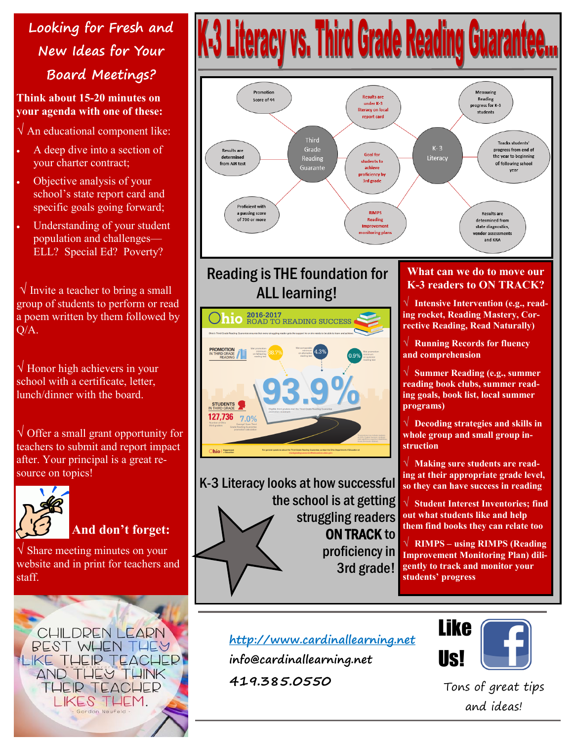## Looking for Fresh and New Ideas for Your Board Meetings?

**Think about 15-20 minutes on your agenda with one of these:**

√ An educational component like:

- A deep dive into a section of your charter contract;
- Objective analysis of your school's state report card and specific goals going forward;
- Understanding of your student population and challenges—ELL? Special Ed? Poverty?

√ Invite a teacher to bring a small group of students to perform or read a poem written by them followed by Q/A.

√ Honor high achievers in your school with a certificate, letter, lunch/dinner with the board.

√ Offer a small grant opportunity for teachers to submit and report impact after. Your principal is a great resource on topics!

**And don't forget:**

√ Share meeting minutes on your website and in print for teachers and staff.

CHILDREN LEARN BEST WHEN THEY LIKE THEIR TEACHER AND THEY THINK THEIR TEACHER LIKES THEM.
- Gordon Neufeld -

# K-3 Literacy vs. Third Grade Reading Guarantee...

Third Grade Reading Guarantee
- Promotion Score of 44
- Results are determined from AIR test
- Proficient with a passing score of 700 or more

Shared:
- Results are under K-3 literacy on local report card
- Goal for students to achieve proficiency by 3rd grade
- RIMPS Reading Improvement monitoring plans

K-3 Literacy
- Measuring Reading progress for K-3 students
- Tracks students' progress from end of the year to beginning of following school year
- Results are determined from state diagnostics, vendor assessments and KRA

## Reading is THE foundation for ALL learning!

Ohio 2016-2017 ROAD TO READING SUCCESS

PROMOTION IN THIRD GRADE READING

88.7%
4.3%
0.9%
93.9%

STUDENTS IN THIRD GRADE
127,736
7.0%

K-3 Literacy looks at how successful the school is at getting struggling readers **ON TRACK** to proficiency in 3rd grade!

## What can we do to move our K-3 readers to ON TRACK?

√ **Intensive Intervention (e.g., reading rocket, Reading Mastery, Corrective Reading, Read Naturally)**

√ **Running Records for fluency and comprehension**

√ **Summer Reading (e.g., summer reading book clubs, summer reading goals, book list, local summer programs)**

√ **Decoding strategies and skills in whole group and small group instruction**

√ **Making sure students are reading at their appropriate grade level, so they can have success in reading**

√ **Student Interest Inventories; find out what students like and help them find books they can relate too**

√ **RIMPS – using RIMPS (Reading Improvement Monitoring Plan) diligently to track and monitor your students' progress**

http://www.cardinallearning.net
info@cardinallearning.net
419.385.0550

**Like Us!**

Tons of great tips and ideas!